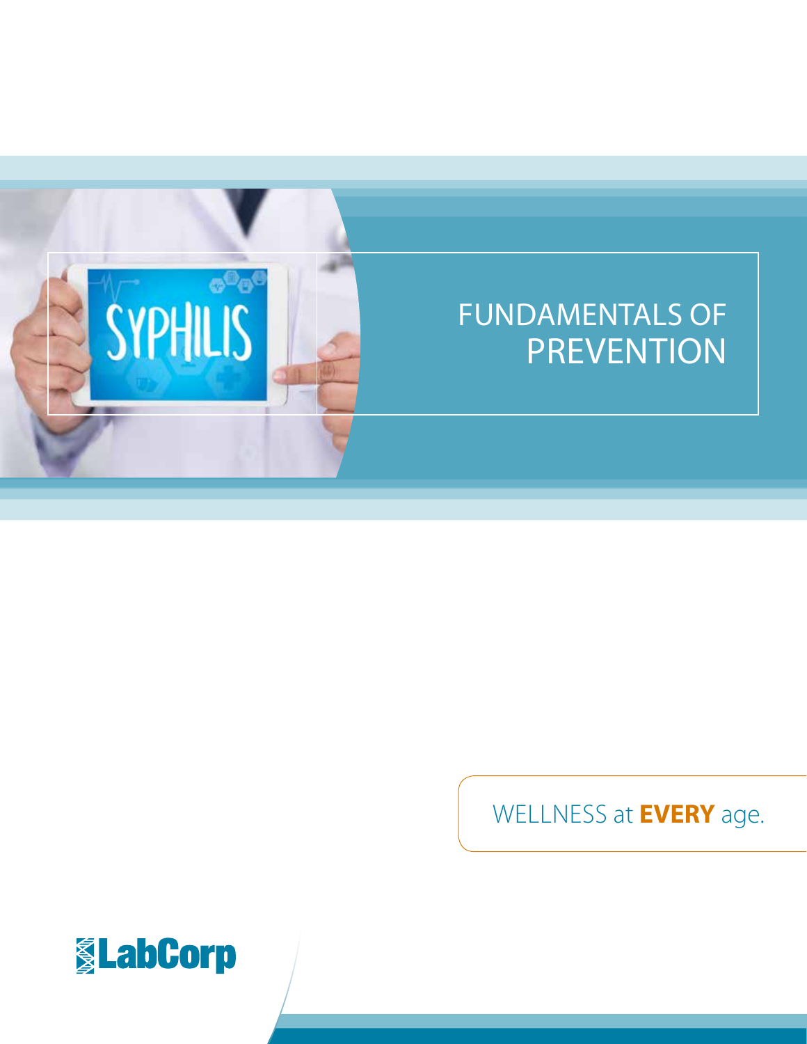# FUNDAMENTALS OF PREVENTION

SYPHILIS

WELLNESS at **EVERY** age.

LabCorp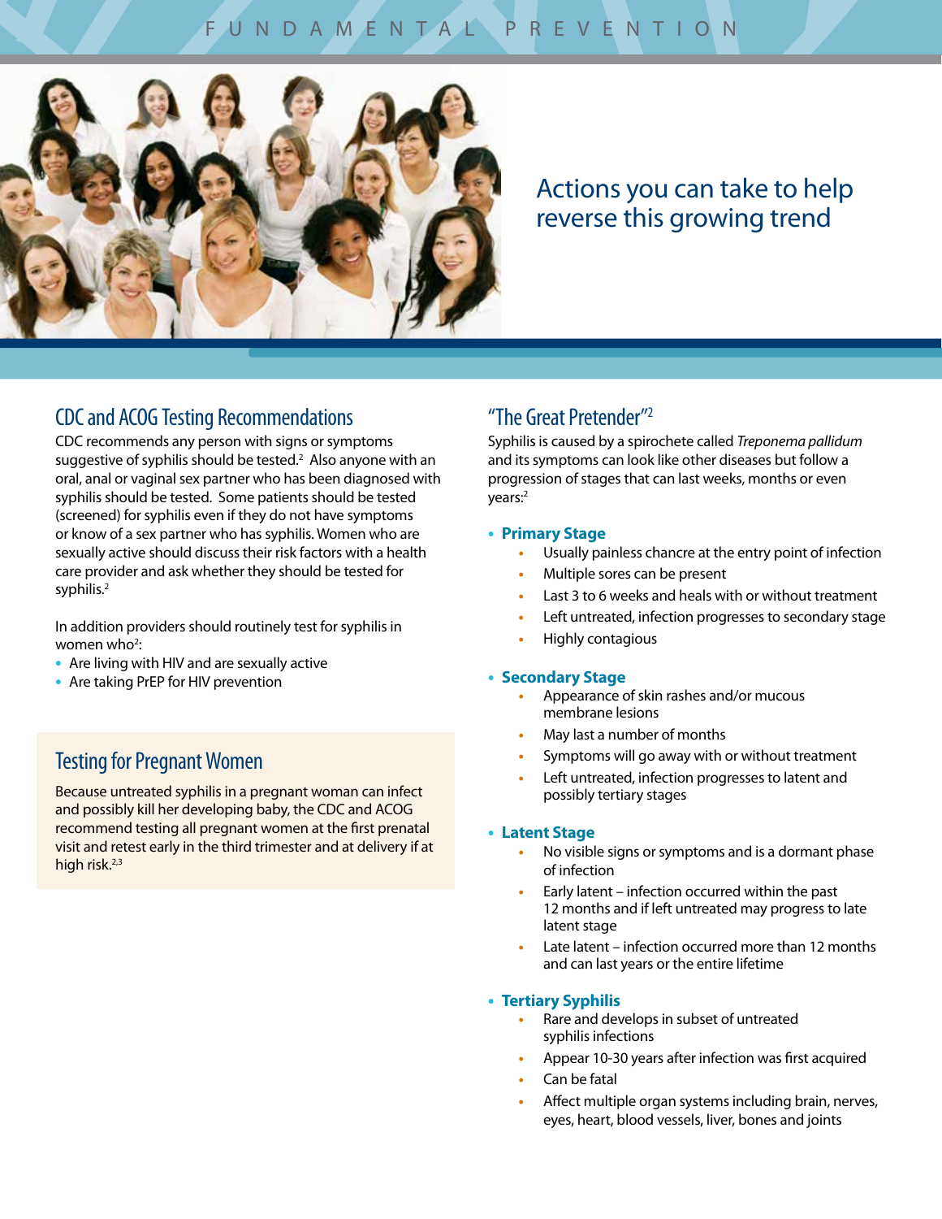FUNDAMENTAL PREVENTION

# Actions you can take to help reverse this growing trend

## CDC and ACOG Testing Recommendations

CDC recommends any person with signs or symptoms suggestive of syphilis should be tested.[2] Also anyone with an oral, anal or vaginal sex partner who has been diagnosed with syphilis should be tested. Some patients should be tested (screened) for syphilis even if they do not have symptoms or know of a sex partner who has syphilis. Women who are sexually active should discuss their risk factors with a health care provider and ask whether they should be tested for syphilis.[2]

In addition providers should routinely test for syphilis in women who[2]:

- Are living with HIV and are sexually active
- Are taking PrEP for HIV prevention

## Testing for Pregnant Women

Because untreated syphilis in a pregnant woman can infect and possibly kill her developing baby, the CDC and ACOG recommend testing all pregnant women at the first prenatal visit and retest early in the third trimester and at delivery if at high risk.[2,3]

## "The Great Pretender"[2]

Syphilis is caused by a spirochete called *Treponema pallidum* and its symptoms can look like other diseases but follow a progression of stages that can last weeks, months or even years:[2]

- **Primary Stage**
  - Usually painless chancre at the entry point of infection
  - Multiple sores can be present
  - Last 3 to 6 weeks and heals with or without treatment
  - Left untreated, infection progresses to secondary stage
  - Highly contagious
- **Secondary Stage**
  - Appearance of skin rashes and/or mucous membrane lesions
  - May last a number of months
  - Symptoms will go away with or without treatment
  - Left untreated, infection progresses to latent and possibly tertiary stages
- **Latent Stage**
  - No visible signs or symptoms and is a dormant phase of infection
  - Early latent – infection occurred within the past 12 months and if left untreated may progress to late latent stage
  - Late latent – infection occurred more than 12 months and can last years or the entire lifetime
- **Tertiary Syphilis**
  - Rare and develops in subset of untreated syphilis infections
  - Appear 10-30 years after infection was first acquired
  - Can be fatal
  - Affect multiple organ systems including brain, nerves, eyes, heart, blood vessels, liver, bones and joints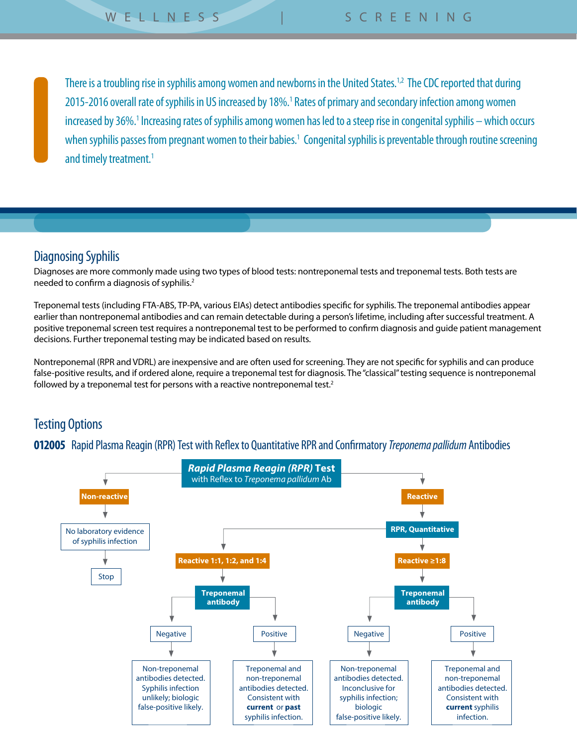There is a troubling rise in syphilis among women and newborns in the United States.[1,2] The CDC reported that during 2015-2016 overall rate of syphilis in US increased by 18%.[1] Rates of primary and secondary infection among women increased by 36%.[1] Increasing rates of syphilis among women has led to a steep rise in congenital syphilis – which occurs when syphilis passes from pregnant women to their babies.[1] Congenital syphilis is preventable through routine screening and timely treatment.[1]

## Diagnosing Syphilis

Diagnoses are more commonly made using two types of blood tests: nontreponemal tests and treponemal tests. Both tests are needed to confirm a diagnosis of syphilis.[2]

Treponemal tests (including FTA-ABS, TP-PA, various EIAs) detect antibodies specific for syphilis. The treponemal antibodies appear earlier than nontreponemal antibodies and can remain detectable during a person's lifetime, including after successful treatment. A positive treponemal screen test requires a nontreponemal test to be performed to confirm diagnosis and guide patient management decisions. Further treponemal testing may be indicated based on results.

Nontreponemal (RPR and VDRL) are inexpensive and are often used for screening. They are not specific for syphilis and can produce false-positive results, and if ordered alone, require a treponemal test for diagnosis. The "classical" testing sequence is nontreponemal followed by a treponemal test for persons with a reactive nontreponemal test.[2]

## Testing Options

### 012005 Rapid Plasma Reagin (RPR) Test with Reflex to Quantitative RPR and Confirmatory *Treponema pallidum* Antibodies

***Rapid Plasma Reagin (RPR)* Test** with Reflex to *Treponema pallidum* Ab

- **Non-reactive** → No laboratory evidence of syphilis infection → Stop
- **Reactive** → **RPR, Quantitative**
  - **Reactive 1:1, 1:2, and 1:4** → **Treponemal antibody**
    - Negative → Non-treponemal antibodies detected. Syphilis infection unlikely; biologic false-positive likely.
    - Positive → Treponemal and non-treponemal antibodies detected. Consistent with **current** or **past** syphilis infection.
  - **Reactive ≥1:8** → **Treponemal antibody**
    - Negative → Non-treponemal antibodies detected. Inconclusive for syphilis infection; biologic false-positive likely.
    - Positive → Treponemal and non-treponemal antibodies detected. Consistent with **current** syphilis infection.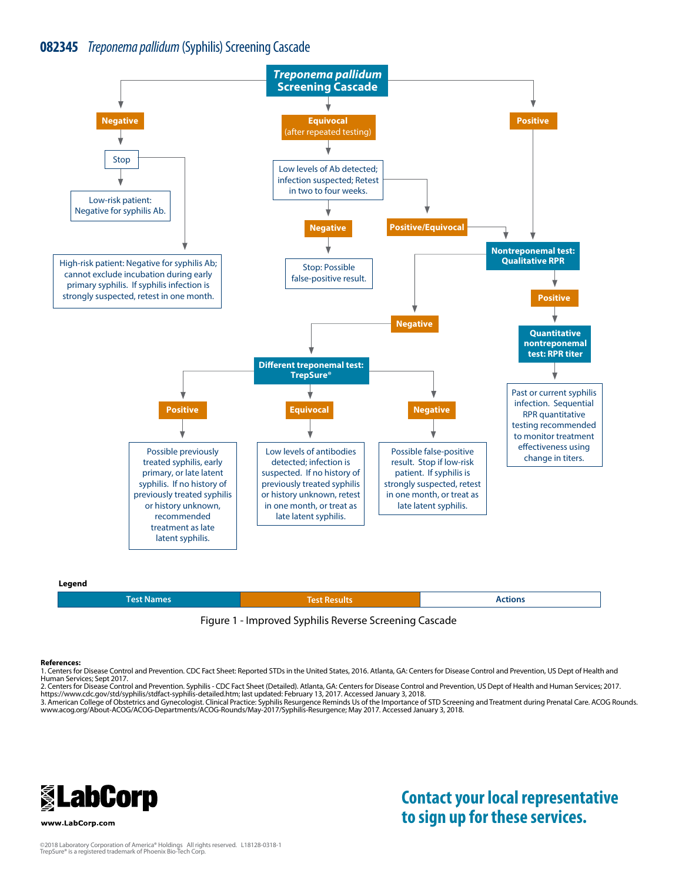## 082345 *Treponema pallidum* (Syphilis) Screening Cascade

***Treponema pallidum* Screening Cascade**

**Negative**

Stop

Low-risk patient: Negative for syphilis Ab.

High-risk patient: Negative for syphilis Ab; cannot exclude incubation during early primary syphilis. If syphilis infection is strongly suspected, retest in one month.

**Equivocal** (after repeated testing)

Low levels of Ab detected; infection suspected; Retest in two to four weeks.

**Negative**

Stop: Possible false-positive result.

**Positive/Equivocal**

**Positive**

**Nontreponemal test: Qualitative RPR**

**Positive**

**Quantitative nontreponemal test: RPR titer**

Past or current syphilis infection. Sequential RPR quantitative testing recommended to monitor treatment effectiveness using change in titers.

**Negative**

**Different treponemal test: TrepSure®**

**Positive**

Possible previously treated syphilis, early primary, or late latent syphilis. If no history of previously treated syphilis or history unknown, recommended treatment as late latent syphilis.

**Equivocal**

Low levels of antibodies detected; infection is suspected. If no history of previously treated syphilis or history unknown, retest in one month, or treat as late latent syphilis.

**Negative**

Possible false-positive result. Stop if low-risk patient. If syphilis is strongly suspected, retest in one month, or treat as late latent syphilis.

**Legend**

| Test Names | Test Results | Actions |
|---|---|---|

Figure 1 - Improved Syphilis Reverse Screening Cascade

**References:**

1. Centers for Disease Control and Prevention. CDC Fact Sheet: Reported STDs in the United States, 2016. Atlanta, GA: Centers for Disease Control and Prevention, US Dept of Health and Human Services; Sept 2017.
2. Centers for Disease Control and Prevention. Syphilis - CDC Fact Sheet (Detailed). Atlanta, GA: Centers for Disease Control and Prevention, US Dept of Health and Human Services; 2017. https://www.cdc.gov/std/syphilis/stdfact-syphilis-detailed.htm; last updated: February 13, 2017. Accessed January 3, 2018.
3. American College of Obstetrics and Gynecologist. Clinical Practice: Syphilis Resurgence Reminds Us of the Importance of STD Screening and Treatment during Prenatal Care. ACOG Rounds. www.acog.org/About-ACOG/ACOG-Departments/ACOG-Rounds/May-2017/Syphilis-Resurgence; May 2017. Accessed January 3, 2018.

LabCorp

www.LabCorp.com

**Contact your local representative to sign up for these services.**

©2018 Laboratory Corporation of America® Holdings All rights reserved. L18128-0318-1
TrepSure® is a registered trademark of Phoenix Bio-Tech Corp.